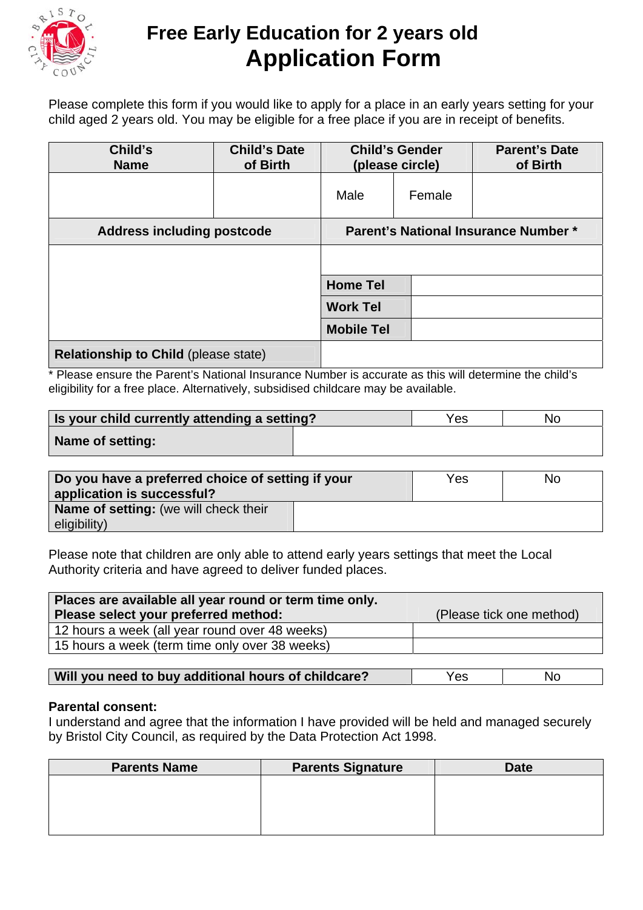# Free Early Education for 2 years old
# Application Form

Please complete this form if you would like to apply for a place in an early years setting for your child aged 2 years old. You may be eligible for a free place if you are in receipt of benefits.

| Child's Name | Child's Date of Birth | Child's Gender (please circle) | | Parent's Date of Birth |
|---|---|---|---|---|
| | | Male | Female | |

| Address including postcode | Parent's National Insurance Number * | |
|---|---|---|
| | | |
| | **Home Tel** | |
| | **Work Tel** | |
| | **Mobile Tel** | |
| **Relationship to Child** (please state) | | |

* Please ensure the Parent's National Insurance Number is accurate as this will determine the child's eligibility for a free place. Alternatively, subsidised childcare may be available.

| **Is your child currently attending a setting?** | Yes | No |
|---|---|---|
| **Name of setting:** | | |

| **Do you have a preferred choice of setting if your application is successful?** | Yes | No |
|---|---|---|
| **Name of setting:** (we will check their eligibility) | | |

Please note that children are only able to attend early years settings that meet the Local Authority criteria and have agreed to deliver funded places.

| **Places are available all year round or term time only. Please select your preferred method:** | (Please tick one method) |
|---|---|
| 12 hours a week (all year round over 48 weeks) | |
| 15 hours a week (term time only over 38 weeks) | |

| **Will you need to buy additional hours of childcare?** | Yes | No |
|---|---|---|

**Parental consent:**

I understand and agree that the information I have provided will be held and managed securely by Bristol City Council, as required by the Data Protection Act 1998.

| Parents Name | Parents Signature | Date |
|---|---|---|
| | | |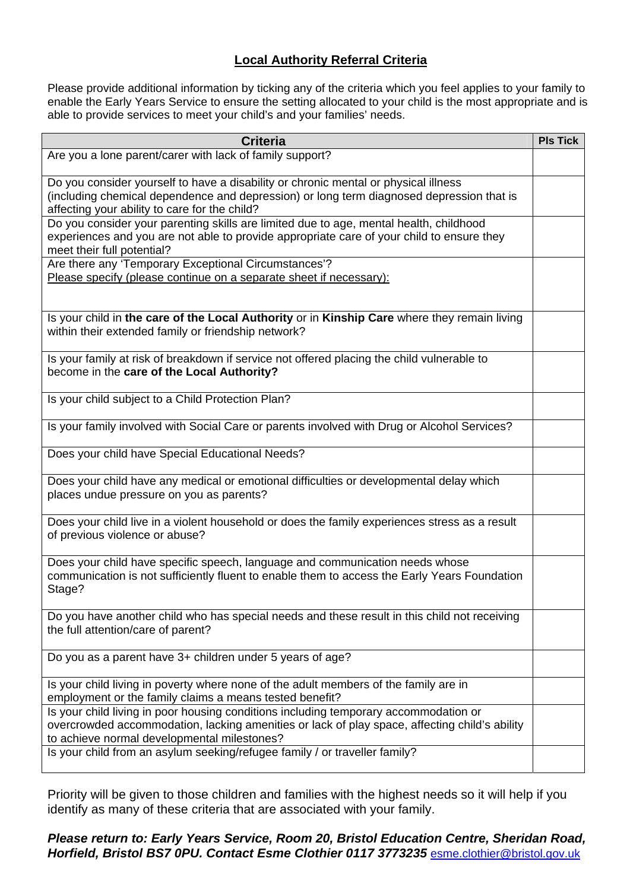## <u>Local Authority Referral Criteria</u>

Please provide additional information by ticking any of the criteria which you feel applies to your family to enable the Early Years Service to ensure the setting allocated to your child is the most appropriate and is able to provide services to meet your child's and your families' needs.

| Criteria | Pls Tick |
|---|---|
| Are you a lone parent/carer with lack of family support? | |
| Do you consider yourself to have a disability or chronic mental or physical illness (including chemical dependence and depression) or long term diagnosed depression that is affecting your ability to care for the child? | |
| Do you consider your parenting skills are limited due to age, mental health, childhood experiences and you are not able to provide appropriate care of your child to ensure they meet their full potential? | |
| Are there any 'Temporary Exceptional Circumstances'?<br><u>Please specify (please continue on a separate sheet if necessary):</u> | |
| Is your child in **the care of the Local Authority** or in **Kinship Care** where they remain living within their extended family or friendship network? | |
| Is your family at risk of breakdown if service not offered placing the child vulnerable to become in the **care of the Local Authority?** | |
| Is your child subject to a Child Protection Plan? | |
| Is your family involved with Social Care or parents involved with Drug or Alcohol Services? | |
| Does your child have Special Educational Needs? | |
| Does your child have any medical or emotional difficulties or developmental delay which places undue pressure on you as parents? | |
| Does your child live in a violent household or does the family experiences stress as a result of previous violence or abuse? | |
| Does your child have specific speech, language and communication needs whose communication is not sufficiently fluent to enable them to access the Early Years Foundation Stage? | |
| Do you have another child who has special needs and these result in this child not receiving the full attention/care of parent? | |
| Do you as a parent have 3+ children under 5 years of age? | |
| Is your child living in poverty where none of the adult members of the family are in employment or the family claims a means tested benefit? | |
| Is your child living in poor housing conditions including temporary accommodation or overcrowded accommodation, lacking amenities or lack of play space, affecting child's ability to achieve normal developmental milestones? | |
| Is your child from an asylum seeking/refugee family / or traveller family? | |

Priority will be given to those children and families with the highest needs so it will help if you identify as many of these criteria that are associated with your family.

***Please return to: Early Years Service, Room 20, Bristol Education Centre, Sheridan Road, Horfield, Bristol BS7 0PU. Contact Esme Clothier 0117 3773235*** esme.clothier@bristol.gov.uk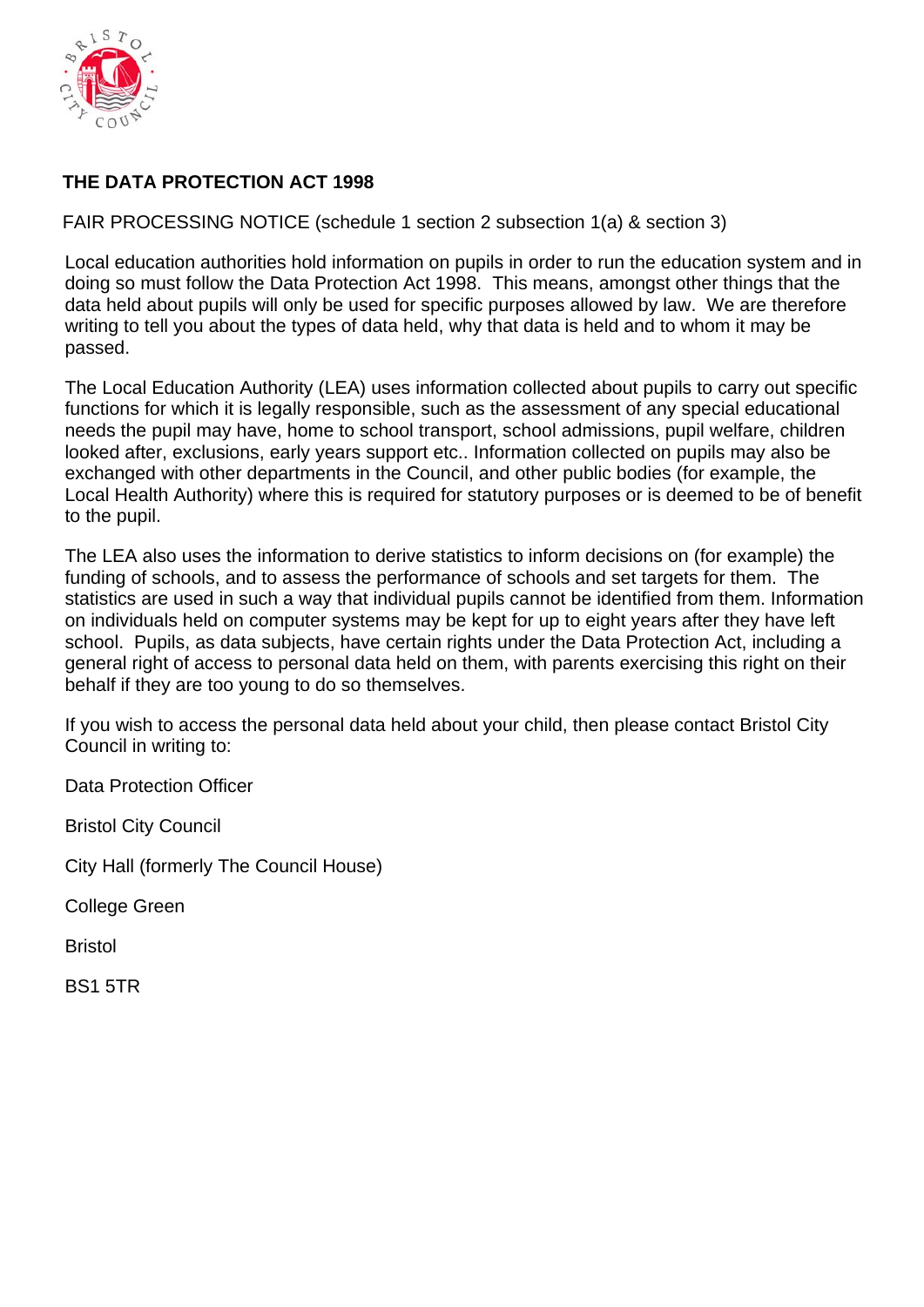**THE DATA PROTECTION ACT 1998**

FAIR PROCESSING NOTICE (schedule 1 section 2 subsection 1(a) & section 3)

Local education authorities hold information on pupils in order to run the education system and in doing so must follow the Data Protection Act 1998. This means, amongst other things that the data held about pupils will only be used for specific purposes allowed by law. We are therefore writing to tell you about the types of data held, why that data is held and to whom it may be passed.

The Local Education Authority (LEA) uses information collected about pupils to carry out specific functions for which it is legally responsible, such as the assessment of any special educational needs the pupil may have, home to school transport, school admissions, pupil welfare, children looked after, exclusions, early years support etc.. Information collected on pupils may also be exchanged with other departments in the Council, and other public bodies (for example, the Local Health Authority) where this is required for statutory purposes or is deemed to be of benefit to the pupil.

The LEA also uses the information to derive statistics to inform decisions on (for example) the funding of schools, and to assess the performance of schools and set targets for them. The statistics are used in such a way that individual pupils cannot be identified from them. Information on individuals held on computer systems may be kept for up to eight years after they have left school. Pupils, as data subjects, have certain rights under the Data Protection Act, including a general right of access to personal data held on them, with parents exercising this right on their behalf if they are too young to do so themselves.

If you wish to access the personal data held about your child, then please contact Bristol City Council in writing to:

Data Protection Officer

Bristol City Council

City Hall (formerly The Council House)

College Green

Bristol

BS1 5TR